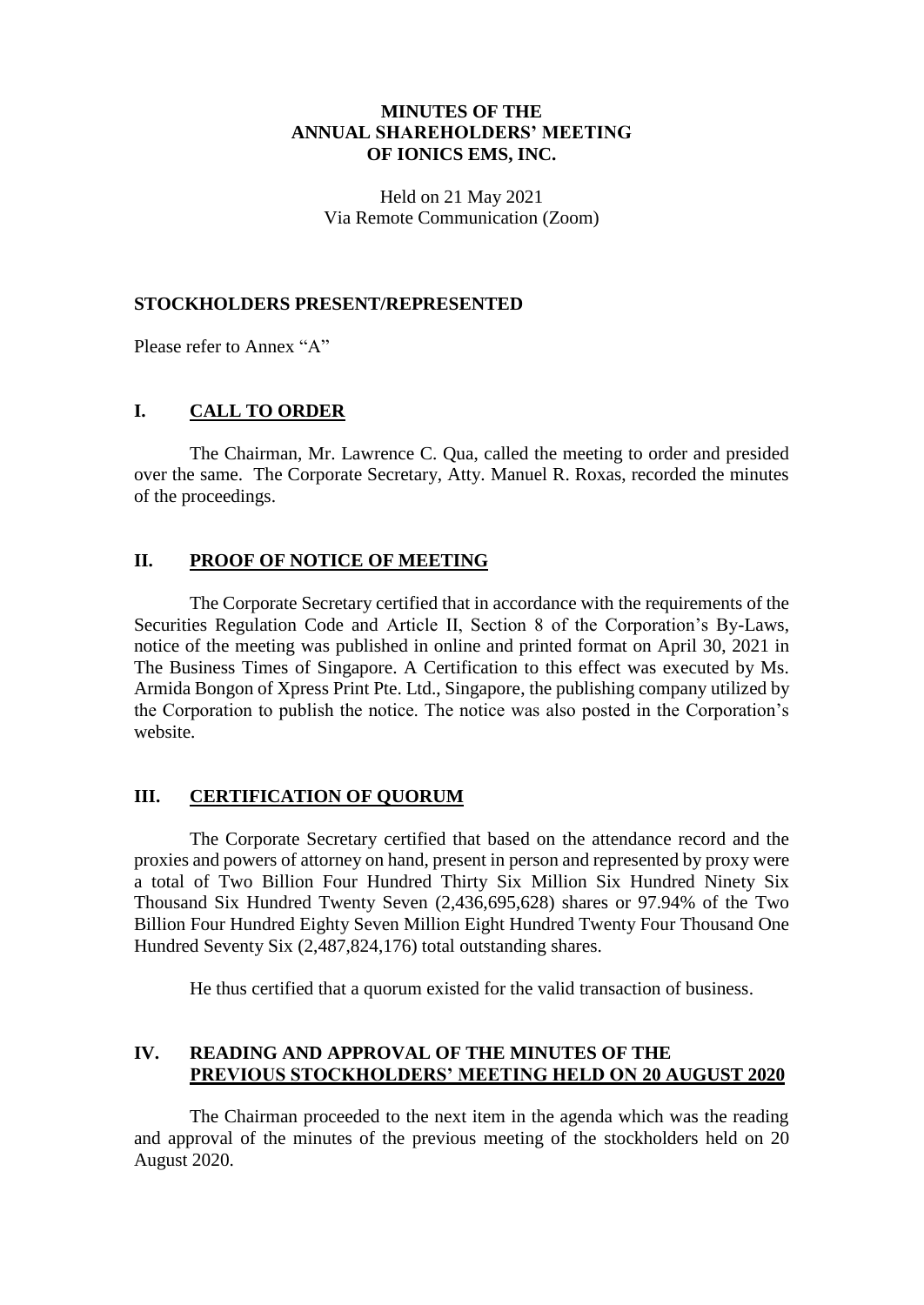# MINUTES OF THE ANNUAL SHAREHOLDERS' MEETING OF IONICS EMS, INC.

Held on 21 May 2021
Via Remote Communication (Zoom)

## STOCKHOLDERS PRESENT/REPRESENTED

Please refer to Annex "A"

## I. CALL TO ORDER

The Chairman, Mr. Lawrence C. Qua, called the meeting to order and presided over the same. The Corporate Secretary, Atty. Manuel R. Roxas, recorded the minutes of the proceedings.

## II. PROOF OF NOTICE OF MEETING

The Corporate Secretary certified that in accordance with the requirements of the Securities Regulation Code and Article II, Section 8 of the Corporation's By-Laws, notice of the meeting was published in online and printed format on April 30, 2021 in The Business Times of Singapore. A Certification to this effect was executed by Ms. Armida Bongon of Xpress Print Pte. Ltd., Singapore, the publishing company utilized by the Corporation to publish the notice. The notice was also posted in the Corporation's website.

## III. CERTIFICATION OF QUORUM

The Corporate Secretary certified that based on the attendance record and the proxies and powers of attorney on hand, present in person and represented by proxy were a total of Two Billion Four Hundred Thirty Six Million Six Hundred Ninety Six Thousand Six Hundred Twenty Seven (2,436,695,628) shares or 97.94% of the Two Billion Four Hundred Eighty Seven Million Eight Hundred Twenty Four Thousand One Hundred Seventy Six (2,487,824,176) total outstanding shares.

He thus certified that a quorum existed for the valid transaction of business.

## IV. READING AND APPROVAL OF THE MINUTES OF THE PREVIOUS STOCKHOLDERS' MEETING HELD ON 20 AUGUST 2020

The Chairman proceeded to the next item in the agenda which was the reading and approval of the minutes of the previous meeting of the stockholders held on 20 August 2020.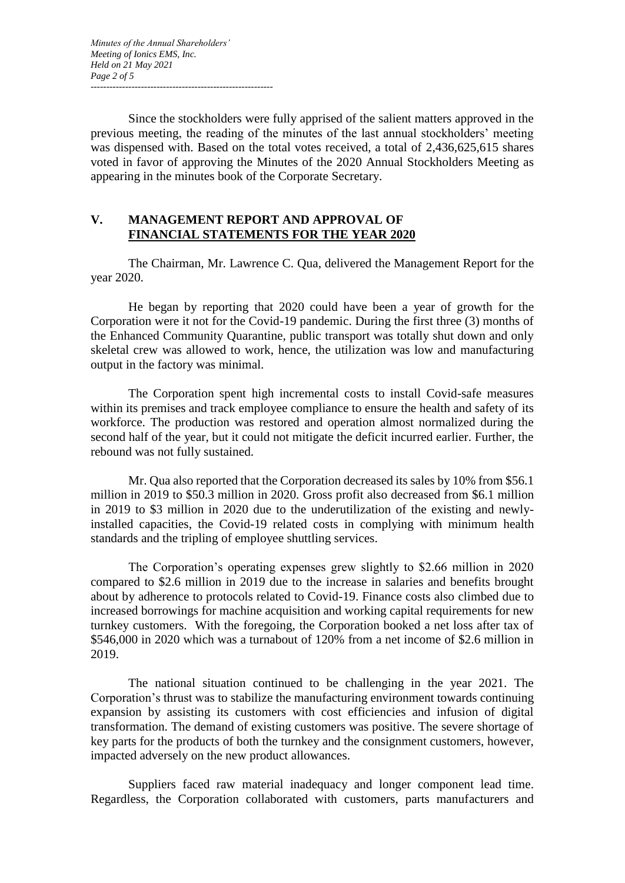Since the stockholders were fully apprised of the salient matters approved in the previous meeting, the reading of the minutes of the last annual stockholders' meeting was dispensed with. Based on the total votes received, a total of 2,436,625,615 shares voted in favor of approving the Minutes of the 2020 Annual Stockholders Meeting as appearing in the minutes book of the Corporate Secretary.

## V. MANAGEMENT REPORT AND APPROVAL OF FINANCIAL STATEMENTS FOR THE YEAR 2020

The Chairman, Mr. Lawrence C. Qua, delivered the Management Report for the year 2020.

He began by reporting that 2020 could have been a year of growth for the Corporation were it not for the Covid-19 pandemic. During the first three (3) months of the Enhanced Community Quarantine, public transport was totally shut down and only skeletal crew was allowed to work, hence, the utilization was low and manufacturing output in the factory was minimal.

The Corporation spent high incremental costs to install Covid-safe measures within its premises and track employee compliance to ensure the health and safety of its workforce. The production was restored and operation almost normalized during the second half of the year, but it could not mitigate the deficit incurred earlier. Further, the rebound was not fully sustained.

Mr. Qua also reported that the Corporation decreased its sales by 10% from $56.1 million in 2019 to $50.3 million in 2020. Gross profit also decreased from $6.1 million in 2019 to $3 million in 2020 due to the underutilization of the existing and newly-installed capacities, the Covid-19 related costs in complying with minimum health standards and the tripling of employee shuttling services.

The Corporation's operating expenses grew slightly to $2.66 million in 2020 compared to $2.6 million in 2019 due to the increase in salaries and benefits brought about by adherence to protocols related to Covid-19. Finance costs also climbed due to increased borrowings for machine acquisition and working capital requirements for new turnkey customers. With the foregoing, the Corporation booked a net loss after tax of $546,000 in 2020 which was a turnabout of 120% from a net income of $2.6 million in 2019.

The national situation continued to be challenging in the year 2021. The Corporation's thrust was to stabilize the manufacturing environment towards continuing expansion by assisting its customers with cost efficiencies and infusion of digital transformation. The demand of existing customers was positive. The severe shortage of key parts for the products of both the turnkey and the consignment customers, however, impacted adversely on the new product allowances.

Suppliers faced raw material inadequacy and longer component lead time. Regardless, the Corporation collaborated with customers, parts manufacturers and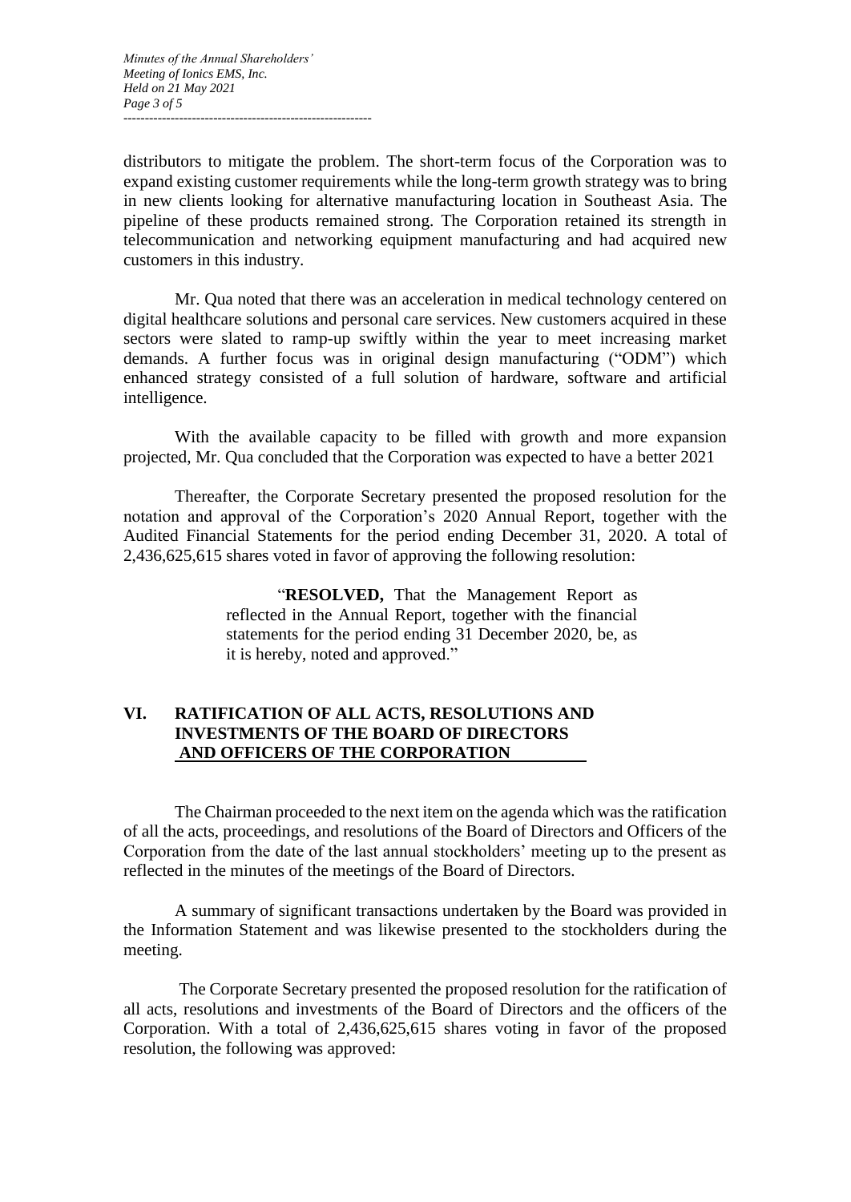distributors to mitigate the problem. The short-term focus of the Corporation was to expand existing customer requirements while the long-term growth strategy was to bring in new clients looking for alternative manufacturing location in Southeast Asia. The pipeline of these products remained strong. The Corporation retained its strength in telecommunication and networking equipment manufacturing and had acquired new customers in this industry.

Mr. Qua noted that there was an acceleration in medical technology centered on digital healthcare solutions and personal care services. New customers acquired in these sectors were slated to ramp-up swiftly within the year to meet increasing market demands. A further focus was in original design manufacturing ("ODM") which enhanced strategy consisted of a full solution of hardware, software and artificial intelligence.

With the available capacity to be filled with growth and more expansion projected, Mr. Qua concluded that the Corporation was expected to have a better 2021

Thereafter, the Corporate Secretary presented the proposed resolution for the notation and approval of the Corporation's 2020 Annual Report, together with the Audited Financial Statements for the period ending December 31, 2020. A total of 2,436,625,615 shares voted in favor of approving the following resolution:

> "**RESOLVED,** That the Management Report as reflected in the Annual Report, together with the financial statements for the period ending 31 December 2020, be, as it is hereby, noted and approved."

## VI. RATIFICATION OF ALL ACTS, RESOLUTIONS AND INVESTMENTS OF THE BOARD OF DIRECTORS AND OFFICERS OF THE CORPORATION

The Chairman proceeded to the next item on the agenda which was the ratification of all the acts, proceedings, and resolutions of the Board of Directors and Officers of the Corporation from the date of the last annual stockholders' meeting up to the present as reflected in the minutes of the meetings of the Board of Directors.

A summary of significant transactions undertaken by the Board was provided in the Information Statement and was likewise presented to the stockholders during the meeting.

The Corporate Secretary presented the proposed resolution for the ratification of all acts, resolutions and investments of the Board of Directors and the officers of the Corporation. With a total of 2,436,625,615 shares voting in favor of the proposed resolution, the following was approved: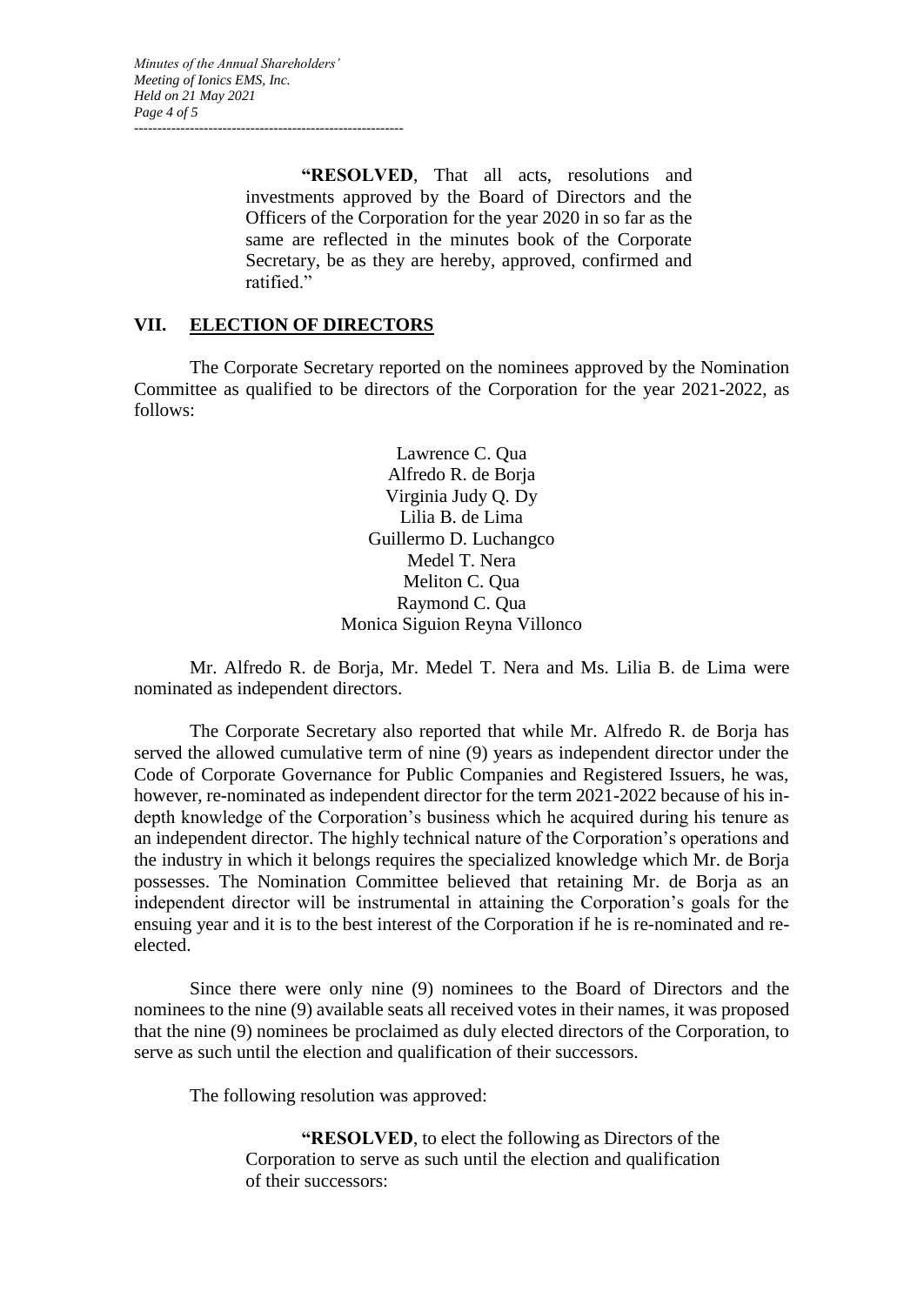> **"RESOLVED**, That all acts, resolutions and investments approved by the Board of Directors and the Officers of the Corporation for the year 2020 in so far as the same are reflected in the minutes book of the Corporate Secretary, be as they are hereby, approved, confirmed and ratified."

## VII. ELECTION OF DIRECTORS

The Corporate Secretary reported on the nominees approved by the Nomination Committee as qualified to be directors of the Corporation for the year 2021-2022, as follows:

Lawrence C. Qua
Alfredo R. de Borja
Virginia Judy Q. Dy
Lilia B. de Lima
Guillermo D. Luchangco
Medel T. Nera
Meliton C. Qua
Raymond C. Qua
Monica Siguion Reyna Villonco

Mr. Alfredo R. de Borja, Mr. Medel T. Nera and Ms. Lilia B. de Lima were nominated as independent directors.

The Corporate Secretary also reported that while Mr. Alfredo R. de Borja has served the allowed cumulative term of nine (9) years as independent director under the Code of Corporate Governance for Public Companies and Registered Issuers, he was, however, re-nominated as independent director for the term 2021-2022 because of his in-depth knowledge of the Corporation's business which he acquired during his tenure as an independent director. The highly technical nature of the Corporation's operations and the industry in which it belongs requires the specialized knowledge which Mr. de Borja possesses. The Nomination Committee believed that retaining Mr. de Borja as an independent director will be instrumental in attaining the Corporation's goals for the ensuing year and it is to the best interest of the Corporation if he is re-nominated and re-elected.

Since there were only nine (9) nominees to the Board of Directors and the nominees to the nine (9) available seats all received votes in their names, it was proposed that the nine (9) nominees be proclaimed as duly elected directors of the Corporation, to serve as such until the election and qualification of their successors.

The following resolution was approved:

> **"RESOLVED**, to elect the following as Directors of the Corporation to serve as such until the election and qualification of their successors: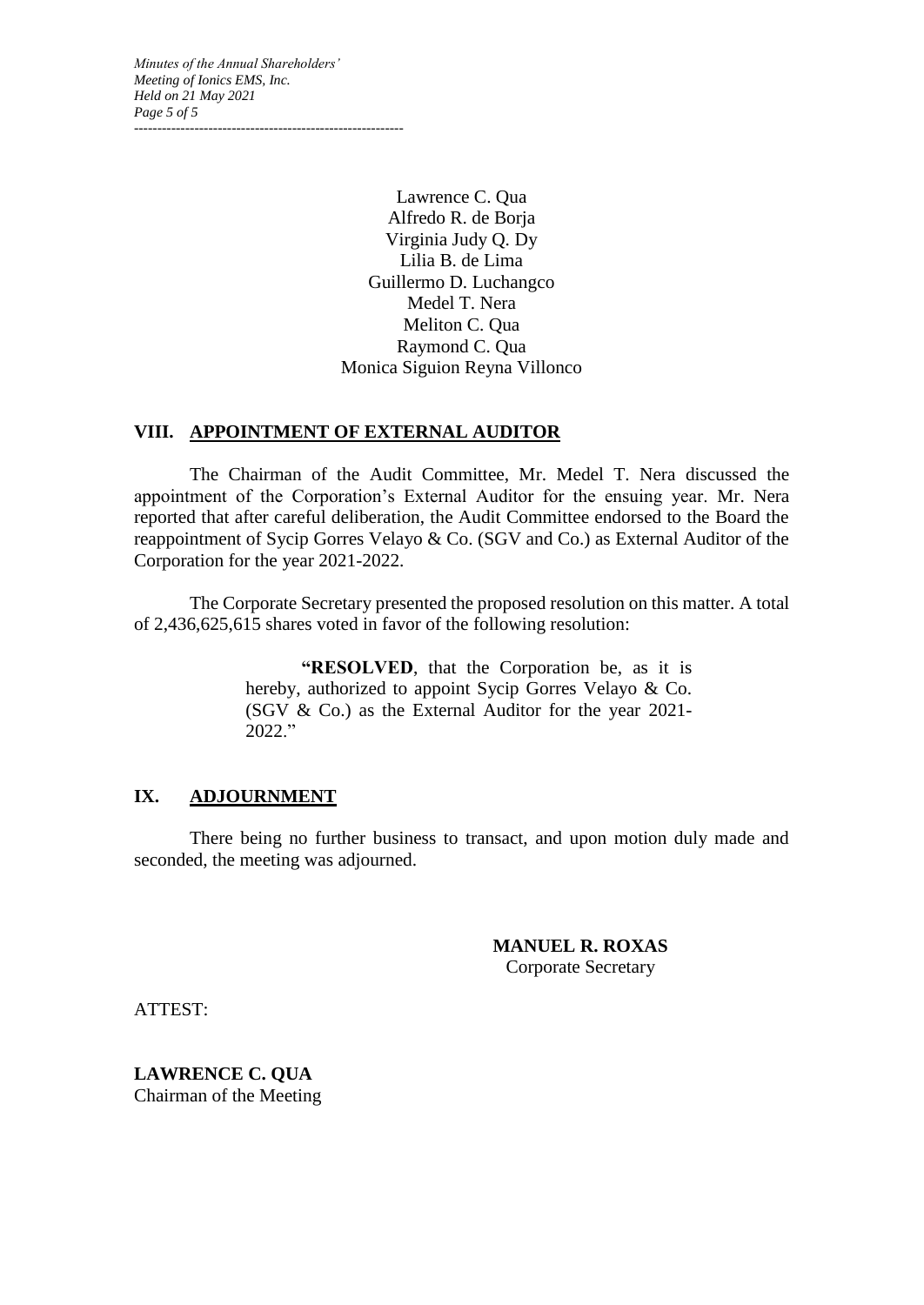Lawrence C. Qua
Alfredo R. de Borja
Virginia Judy Q. Dy
Lilia B. de Lima
Guillermo D. Luchangco
Medel T. Nera
Meliton C. Qua
Raymond C. Qua
Monica Siguion Reyna Villonco

## VIII. APPOINTMENT OF EXTERNAL AUDITOR

The Chairman of the Audit Committee, Mr. Medel T. Nera discussed the appointment of the Corporation's External Auditor for the ensuing year. Mr. Nera reported that after careful deliberation, the Audit Committee endorsed to the Board the reappointment of Sycip Gorres Velayo & Co. (SGV and Co.) as External Auditor of the Corporation for the year 2021-2022.

The Corporate Secretary presented the proposed resolution on this matter. A total of 2,436,625,615 shares voted in favor of the following resolution:

> "**RESOLVED**, that the Corporation be, as it is hereby, authorized to appoint Sycip Gorres Velayo & Co. (SGV & Co.) as the External Auditor for the year 2021-2022."

## IX. ADJOURNMENT

There being no further business to transact, and upon motion duly made and seconded, the meeting was adjourned.

**MANUEL R. ROXAS**
Corporate Secretary

ATTEST:

**LAWRENCE C. QUA**
Chairman of the Meeting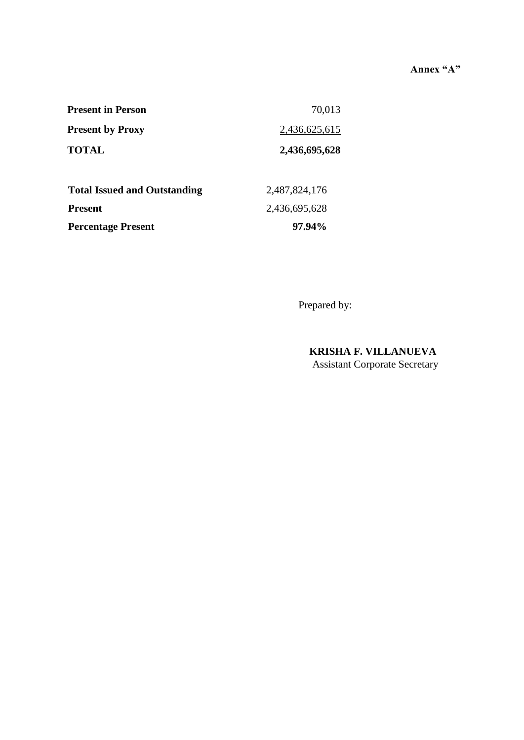**Annex "A"**

| | |
|---|---|
| **Present in Person** | 70,013 |
| **Present by Proxy** | 2,436,625,615 |
| **TOTAL** | **2,436,695,628** |

| | |
|---|---|
| **Total Issued and Outstanding** | 2,487,824,176 |
| **Present** | 2,436,695,628 |
| **Percentage Present** | **97.94%** |

Prepared by:

**KRISHA F. VILLANUEVA**
Assistant Corporate Secretary